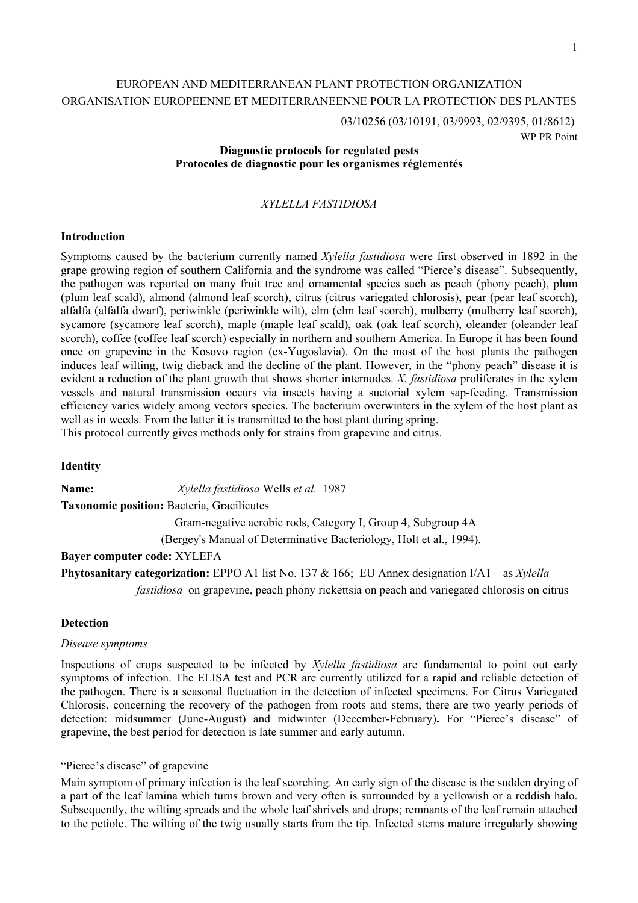EUROPEAN AND MEDITERRANEAN PLANT PROTECTION ORGANIZATION
ORGANISATION EUROPEENNE ET MEDITERRANEENNE POUR LA PROTECTION DES PLANTES

03/10256 (03/10191, 03/9993, 02/9395, 01/8612)
WP PR Point

**Diagnostic protocols for regulated pests**
**Protocoles de diagnostic pour les organismes réglementés**

*XYLELLA FASTIDIOSA*

## Introduction

Symptoms caused by the bacterium currently named *Xylella fastidiosa* were first observed in 1892 in the grape growing region of southern California and the syndrome was called "Pierce's disease". Subsequently, the pathogen was reported on many fruit tree and ornamental species such as peach (phony peach), plum (plum leaf scald), almond (almond leaf scorch), citrus (citrus variegated chlorosis), pear (pear leaf scorch), alfalfa (alfalfa dwarf), periwinkle (periwinkle wilt), elm (elm leaf scorch), mulberry (mulberry leaf scorch), sycamore (sycamore leaf scorch), maple (maple leaf scald), oak (oak leaf scorch), oleander (oleander leaf scorch), coffee (coffee leaf scorch) especially in northern and southern America. In Europe it has been found once on grapevine in the Kosovo region (ex-Yugoslavia). On the most of the host plants the pathogen induces leaf wilting, twig dieback and the decline of the plant. However, in the "phony peach" disease it is evident a reduction of the plant growth that shows shorter internodes. *X. fastidiosa* proliferates in the xylem vessels and natural transmission occurs via insects having a suctorial xylem sap-feeding. Transmission efficiency varies widely among vectors species. The bacterium overwinters in the xylem of the host plant as well as in weeds. From the latter it is transmitted to the host plant during spring.
This protocol currently gives methods only for strains from grapevine and citrus.

## Identity

**Name:** *Xylella fastidiosa* Wells *et al.* 1987

**Taxonomic position:** Bacteria, Gracilicutes
Gram-negative aerobic rods, Category I, Group 4, Subgroup 4A
(Bergey's Manual of Determinative Bacteriology, Holt et al., 1994).

**Bayer computer code:** XYLEFA

**Phytosanitary categorization:** EPPO A1 list No. 137 & 166; EU Annex designation I/A1 – as *Xylella fastidiosa* on grapevine, peach phony rickettsia on peach and variegated chlorosis on citrus

## Detection

### *Disease symptoms*

Inspections of crops suspected to be infected by *Xylella fastidiosa* are fundamental to point out early symptoms of infection. The ELISA test and PCR are currently utilized for a rapid and reliable detection of the pathogen. There is a seasonal fluctuation in the detection of infected specimens. For Citrus Variegated Chlorosis, concerning the recovery of the pathogen from roots and stems, there are two yearly periods of detection: midsummer (June-August) and midwinter (December-February)**.** For "Pierce's disease" of grapevine, the best period for detection is late summer and early autumn.

### "Pierce's disease" of grapevine

Main symptom of primary infection is the leaf scorching. An early sign of the disease is the sudden drying of a part of the leaf lamina which turns brown and very often is surrounded by a yellowish or a reddish halo. Subsequently, the wilting spreads and the whole leaf shrivels and drops; remnants of the leaf remain attached to the petiole. The wilting of the twig usually starts from the tip. Infected stems mature irregularly showing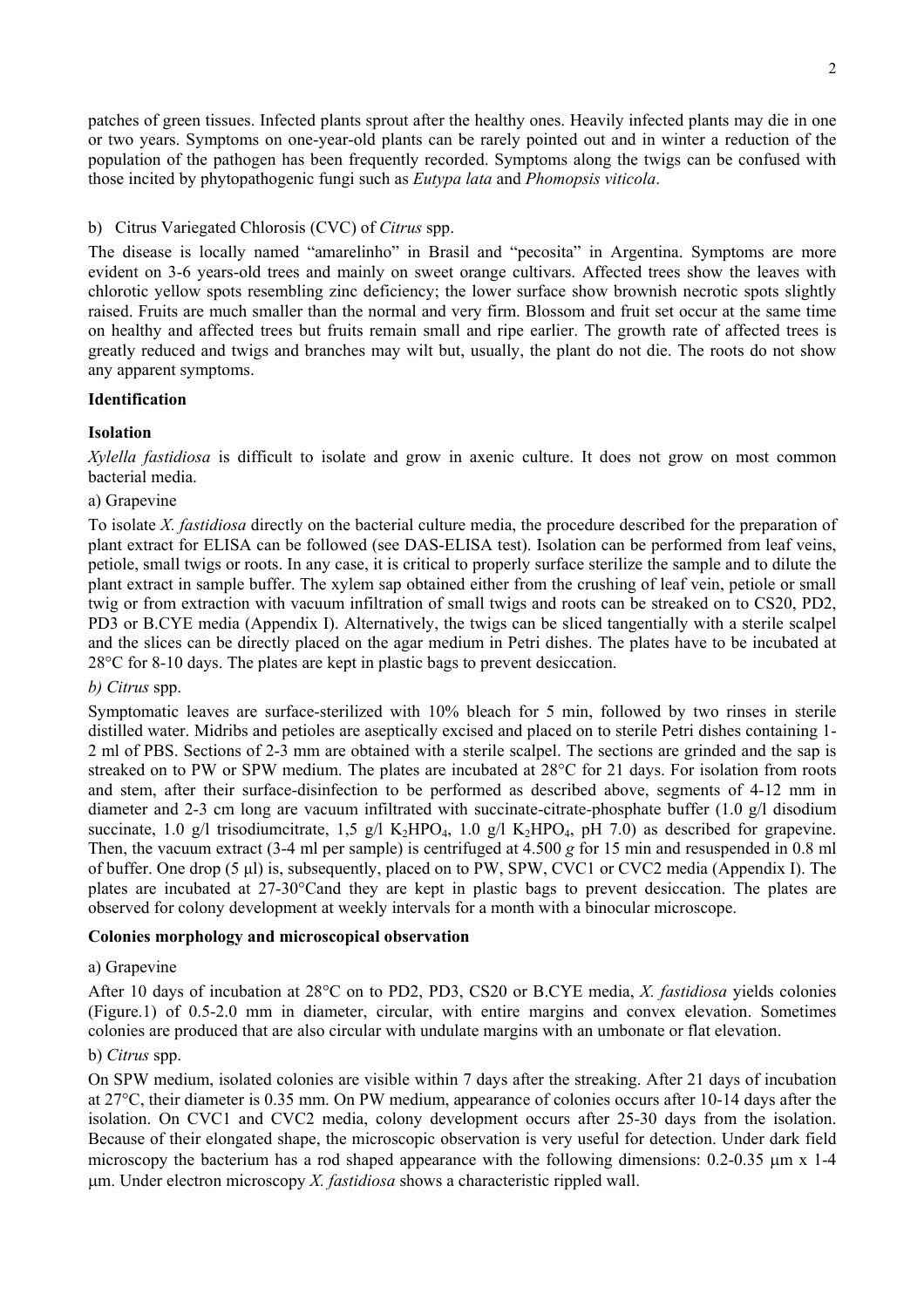patches of green tissues. Infected plants sprout after the healthy ones. Heavily infected plants may die in one or two years. Symptoms on one-year-old plants can be rarely pointed out and in winter a reduction of the population of the pathogen has been frequently recorded. Symptoms along the twigs can be confused with those incited by phytopathogenic fungi such as *Eutypa lata* and *Phomopsis viticola*.

b) Citrus Variegated Chlorosis (CVC) of *Citrus* spp.

The disease is locally named "amarelinho" in Brasil and "pecosita" in Argentina. Symptoms are more evident on 3-6 years-old trees and mainly on sweet orange cultivars. Affected trees show the leaves with chlorotic yellow spots resembling zinc deficiency; the lower surface show brownish necrotic spots slightly raised. Fruits are much smaller than the normal and very firm. Blossom and fruit set occur at the same time on healthy and affected trees but fruits remain small and ripe earlier. The growth rate of affected trees is greatly reduced and twigs and branches may wilt but, usually, the plant do not die. The roots do not show any apparent symptoms.

## Identification

### Isolation

*Xylella fastidiosa* is difficult to isolate and grow in axenic culture. It does not grow on most common bacterial media.

a) Grapevine

To isolate *X. fastidiosa* directly on the bacterial culture media, the procedure described for the preparation of plant extract for ELISA can be followed (see DAS-ELISA test). Isolation can be performed from leaf veins, petiole, small twigs or roots. In any case, it is critical to properly surface sterilize the sample and to dilute the plant extract in sample buffer. The xylem sap obtained either from the crushing of leaf vein, petiole or small twig or from extraction with vacuum infiltration of small twigs and roots can be streaked on to CS20, PD2, PD3 or B.CYE media (Appendix I). Alternatively, the twigs can be sliced tangentially with a sterile scalpel and the slices can be directly placed on the agar medium in Petri dishes. The plates have to be incubated at 28°C for 8-10 days. The plates are kept in plastic bags to prevent desiccation.

*b) Citrus* spp.

Symptomatic leaves are surface-sterilized with 10% bleach for 5 min, followed by two rinses in sterile distilled water. Midribs and petioles are aseptically excised and placed on to sterile Petri dishes containing 1-2 ml of PBS. Sections of 2-3 mm are obtained with a sterile scalpel. The sections are grinded and the sap is streaked on to PW or SPW medium. The plates are incubated at 28°C for 21 days. For isolation from roots and stem, after their surface-disinfection to be performed as described above, segments of 4-12 mm in diameter and 2-3 cm long are vacuum infiltrated with succinate-citrate-phosphate buffer (1.0 g/l disodium succinate, 1.0 g/l trisodiumcitrate, 1,5 g/l $K_2HPO_4$, 1.0 g/l $K_2HPO_4$, pH 7.0) as described for grapevine. Then, the vacuum extract (3-4 ml per sample) is centrifuged at 4.500 *g* for 15 min and resuspended in 0.8 ml of buffer. One drop (5 µl) is, subsequently, placed on to PW, SPW, CVC1 or CVC2 media (Appendix I). The plates are incubated at 27-30°Cand they are kept in plastic bags to prevent desiccation. The plates are observed for colony development at weekly intervals for a month with a binocular microscope.

### Colonies morphology and microscopical observation

a) Grapevine

After 10 days of incubation at 28°C on to PD2, PD3, CS20 or B.CYE media, *X. fastidiosa* yields colonies (Figure.1) of 0.5-2.0 mm in diameter, circular, with entire margins and convex elevation. Sometimes colonies are produced that are also circular with undulate margins with an umbonate or flat elevation.

b) *Citrus* spp.

On SPW medium, isolated colonies are visible within 7 days after the streaking. After 21 days of incubation at 27°C, their diameter is 0.35 mm. On PW medium, appearance of colonies occurs after 10-14 days after the isolation. On CVC1 and CVC2 media, colony development occurs after 25-30 days from the isolation. Because of their elongated shape, the microscopic observation is very useful for detection. Under dark field microscopy the bacterium has a rod shaped appearance with the following dimensions: 0.2-0.35 µm x 1-4 µm. Under electron microscopy *X. fastidiosa* shows a characteristic rippled wall.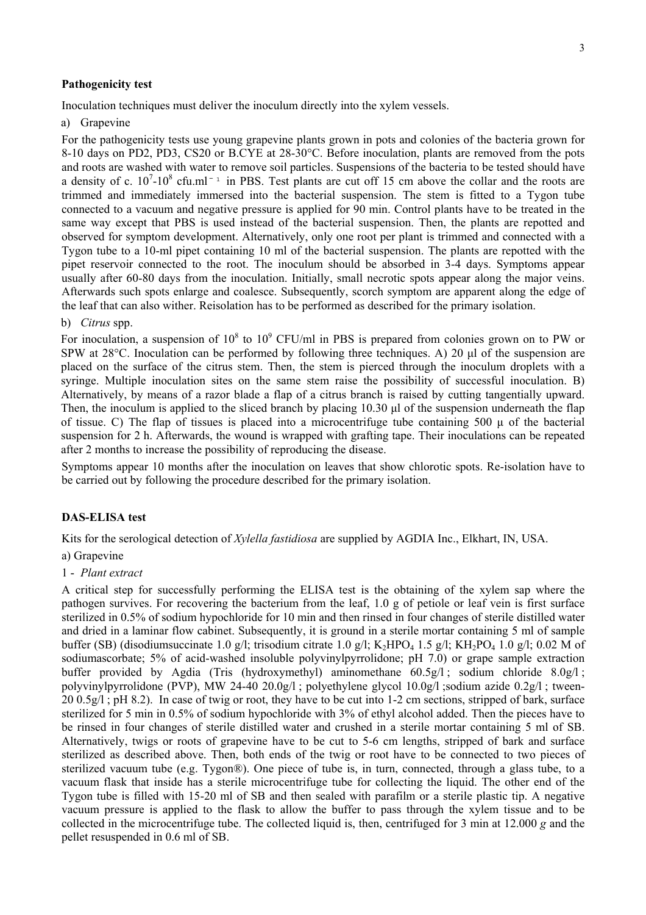**Pathogenicity test**

Inoculation techniques must deliver the inoculum directly into the xylem vessels.

a) Grapevine

For the pathogenicity tests use young grapevine plants grown in pots and colonies of the bacteria grown for 8-10 days on PD2, PD3, CS20 or B.CYE at 28-30°C. Before inoculation, plants are removed from the pots and roots are washed with water to remove soil particles. Suspensions of the bacteria to be tested should have a density of c. $10^7$-$10^8$ cfu.ml$^{-1}$ in PBS. Test plants are cut off 15 cm above the collar and the roots are trimmed and immediately immersed into the bacterial suspension. The stem is fitted to a Tygon tube connected to a vacuum and negative pressure is applied for 90 min. Control plants have to be treated in the same way except that PBS is used instead of the bacterial suspension. Then, the plants are repotted and observed for symptom development. Alternatively, only one root per plant is trimmed and connected with a Tygon tube to a 10-ml pipet containing 10 ml of the bacterial suspension. The plants are repotted with the pipet reservoir connected to the root. The inoculum should be absorbed in 3-4 days. Symptoms appear usually after 60-80 days from the inoculation. Initially, small necrotic spots appear along the major veins. Afterwards such spots enlarge and coalesce. Subsequently, scorch symptom are apparent along the edge of the leaf that can also wither. Reisolation has to be performed as described for the primary isolation.

b) *Citrus* spp.

For inoculation, a suspension of $10^8$ to $10^9$ CFU/ml in PBS is prepared from colonies grown on to PW or SPW at 28°C. Inoculation can be performed by following three techniques. A) 20 µl of the suspension are placed on the surface of the citrus stem. Then, the stem is pierced through the inoculum droplets with a syringe. Multiple inoculation sites on the same stem raise the possibility of successful inoculation. B) Alternatively, by means of a razor blade a flap of a citrus branch is raised by cutting tangentially upward. Then, the inoculum is applied to the sliced branch by placing 10.30 µl of the suspension underneath the flap of tissue. C) The flap of tissues is placed into a microcentrifuge tube containing 500 µ of the bacterial suspension for 2 h. Afterwards, the wound is wrapped with grafting tape. Their inoculations can be repeated after 2 months to increase the possibility of reproducing the disease.

Symptoms appear 10 months after the inoculation on leaves that show chlorotic spots. Re-isolation have to be carried out by following the procedure described for the primary isolation.

**DAS-ELISA test**

Kits for the serological detection of *Xylella fastidiosa* are supplied by AGDIA Inc., Elkhart, IN, USA.

a) Grapevine

1 - *Plant extract*

A critical step for successfully performing the ELISA test is the obtaining of the xylem sap where the pathogen survives. For recovering the bacterium from the leaf, 1.0 g of petiole or leaf vein is first surface sterilized in 0.5% of sodium hypochloride for 10 min and then rinsed in four changes of sterile distilled water and dried in a laminar flow cabinet. Subsequently, it is ground in a sterile mortar containing 5 ml of sample buffer (SB) (disodiumsuccinate 1.0 g/l; trisodium citrate 1.0 g/l; $K_2HPO_4$ 1.5 g/l; $KH_2PO_4$ 1.0 g/l; 0.02 M of sodiumascorbate; 5% of acid-washed insoluble polyvinylpyrrolidone; pH 7.0) or grape sample extraction buffer provided by Agdia (Tris (hydroxymethyl) aminomethane 60.5g/l ; sodium chloride 8.0g/l ; polyvinylpyrrolidone (PVP), MW 24-40 20.0g/l ; polyethylene glycol 10.0g/l ;sodium azide 0.2g/l ; tween-20 0.5g/l ; pH 8.2). In case of twig or root, they have to be cut into 1-2 cm sections, stripped of bark, surface sterilized for 5 min in 0.5% of sodium hypochloride with 3% of ethyl alcohol added. Then the pieces have to be rinsed in four changes of sterile distilled water and crushed in a sterile mortar containing 5 ml of SB. Alternatively, twigs or roots of grapevine have to be cut to 5-6 cm lengths, stripped of bark and surface sterilized as described above. Then, both ends of the twig or root have to be connected to two pieces of sterilized vacuum tube (e.g. Tygon®). One piece of tube is, in turn, connected, through a glass tube, to a vacuum flask that inside has a sterile microcentrifuge tube for collecting the liquid. The other end of the Tygon tube is filled with 15-20 ml of SB and then sealed with parafilm or a sterile plastic tip. A negative vacuum pressure is applied to the flask to allow the buffer to pass through the xylem tissue and to be collected in the microcentrifuge tube. The collected liquid is, then, centrifuged for 3 min at 12.000 *g* and the pellet resuspended in 0.6 ml of SB.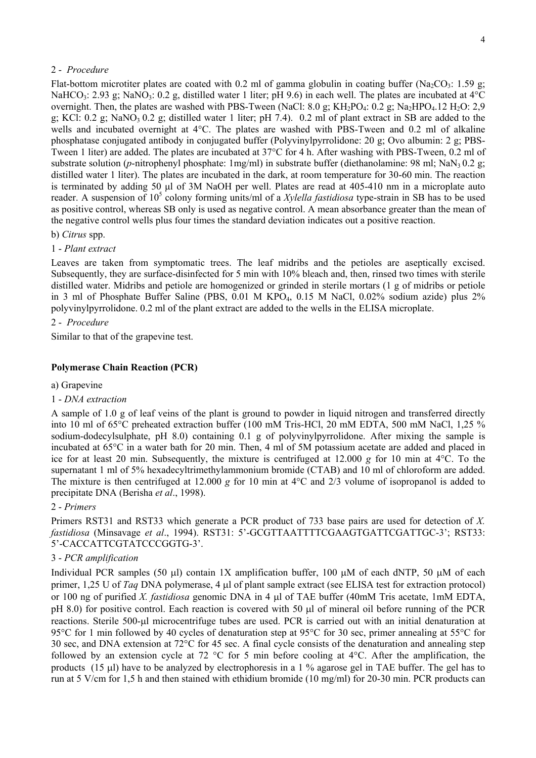2 - *Procedure*

Flat-bottom microtiter plates are coated with 0.2 ml of gamma globulin in coating buffer ($Na_2CO_3$: 1.59 g; $NaHCO_3$: 2.93 g; $NaNO_3$: 0.2 g, distilled water 1 liter; pH 9.6) in each well. The plates are incubated at 4°C overnight. Then, the plates are washed with PBS-Tween (NaCl: 8.0 g; $KH_2PO_4$: 0.2 g; $Na_2HPO_4.12\ H_2O$: 2,9 g; KCl: 0.2 g; $NaNO_3$ 0.2 g; distilled water 1 liter; pH 7.4). 0.2 ml of plant extract in SB are added to the wells and incubated overnight at 4°C. The plates are washed with PBS-Tween and 0.2 ml of alkaline phosphatase conjugated antibody in conjugated buffer (Polyvinylpyrrolidone: 20 g; Ovo albumin: 2 g; PBS-Tween 1 liter) are added. The plates are incubated at 37°C for 4 h. After washing with PBS-Tween, 0.2 ml of substrate solution (*p*-nitrophenyl phosphate: 1mg/ml) in substrate buffer (diethanolamine: 98 ml; $NaN_3$ 0.2 g; distilled water 1 liter). The plates are incubated in the dark, at room temperature for 30-60 min. The reaction is terminated by adding 50 µl of 3M NaOH per well. Plates are read at 405-410 nm in a microplate auto reader. A suspension of $10^5$ colony forming units/ml of a *Xylella fastidiosa* type-strain in SB has to be used as positive control, whereas SB only is used as negative control. A mean absorbance greater than the mean of the negative control wells plus four times the standard deviation indicates out a positive reaction.

b) *Citrus* spp.

1 - *Plant extract*

Leaves are taken from symptomatic trees. The leaf midribs and the petioles are aseptically excised. Subsequently, they are surface-disinfected for 5 min with 10% bleach and, then, rinsed two times with sterile distilled water. Midribs and petiole are homogenized or grinded in sterile mortars (1 g of midribs or petiole in 3 ml of Phosphate Buffer Saline (PBS, 0.01 M $KPO_4$, 0.15 M NaCl, 0.02% sodium azide) plus 2% polyvinylpyrrolidone. 0.2 ml of the plant extract are added to the wells in the ELISA microplate.

2 - *Procedure*

Similar to that of the grapevine test.

## Polymerase Chain Reaction (PCR)

a) Grapevine

1 - *DNA extraction*

A sample of 1.0 g of leaf veins of the plant is ground to powder in liquid nitrogen and transferred directly into 10 ml of 65°C preheated extraction buffer (100 mM Tris-HCl, 20 mM EDTA, 500 mM NaCl, 1,25 % sodium-dodecylsulphate, pH 8.0) containing 0.1 g of polyvinylpyrrolidone. After mixing the sample is incubated at 65°C in a water bath for 20 min. Then, 4 ml of 5M potassium acetate are added and placed in ice for at least 20 min. Subsequently, the mixture is centrifuged at 12.000 *g* for 10 min at 4°C. To the supernatant 1 ml of 5% hexadecyltrimethylammonium bromide (CTAB) and 10 ml of chloroform are added. The mixture is then centrifuged at 12.000 *g* for 10 min at 4°C and 2/3 volume of isopropanol is added to precipitate DNA (Berisha *et al*., 1998).

2 - *Primers*

Primers RST31 and RST33 which generate a PCR product of 733 base pairs are used for detection of *X. fastidiosa* (Minsavage *et al*., 1994). RST31: 5'-GCGTTAATTTTCGAAGTGATTCGATTGC-3'; RST33: 5'-CACCATTCGTATCCCGGTG-3'.

3 - *PCR amplification*

Individual PCR samples (50 µl) contain 1X amplification buffer, 100 µM of each dNTP, 50 µM of each primer, 1,25 U of *Taq* DNA polymerase, 4 µl of plant sample extract (see ELISA test for extraction protocol) or 100 ng of purified *X. fastidiosa* genomic DNA in 4 µl of TAE buffer (40mM Tris acetate, 1mM EDTA, pH 8.0) for positive control. Each reaction is covered with 50 µl of mineral oil before running of the PCR reactions. Sterile 500-µl microcentrifuge tubes are used. PCR is carried out with an initial denaturation at 95°C for 1 min followed by 40 cycles of denaturation step at 95°C for 30 sec, primer annealing at 55°C for 30 sec, and DNA extension at 72°C for 45 sec. A final cycle consists of the denaturation and annealing step followed by an extension cycle at 72 °C for 5 min before cooling at 4°C. After the amplification, the products (15 µl) have to be analyzed by electrophoresis in a 1 % agarose gel in TAE buffer. The gel has to run at 5 V/cm for 1,5 h and then stained with ethidium bromide (10 mg/ml) for 20-30 min. PCR products can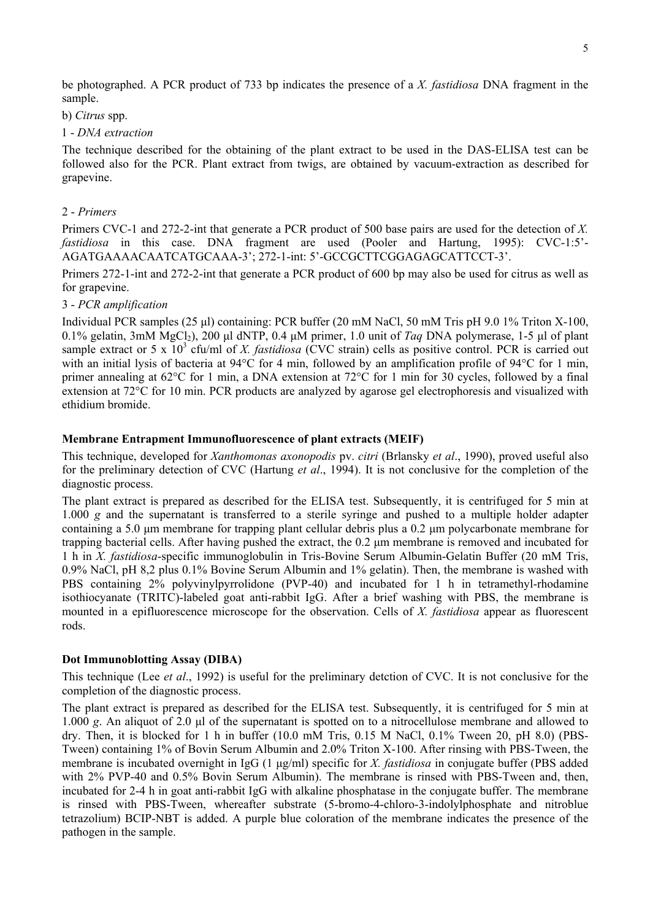be photographed. A PCR product of 733 bp indicates the presence of a *X. fastidiosa* DNA fragment in the sample.

b) *Citrus* spp.

1 - *DNA extraction*

The technique described for the obtaining of the plant extract to be used in the DAS-ELISA test can be followed also for the PCR. Plant extract from twigs, are obtained by vacuum-extraction as described for grapevine.

2 - *Primers*

Primers CVC-1 and 272-2-int that generate a PCR product of 500 base pairs are used for the detection of *X. fastidiosa* in this case. DNA fragment are used (Pooler and Hartung, 1995): CVC-1:5'-AGATGAAAACAATCATGCAAA-3'; 272-1-int: 5'-GCCGCTTCGGAGAGCATTCCT-3'.

Primers 272-1-int and 272-2-int that generate a PCR product of 600 bp may also be used for citrus as well as for grapevine.

3 - *PCR amplification*

Individual PCR samples (25 µl) containing: PCR buffer (20 mM NaCl, 50 mM Tris pH 9.0 1% Triton X-100, 0.1% gelatin, 3mM $MgCl_2$), 200 µl dNTP, 0.4 µM primer, 1.0 unit of *Taq* DNA polymerase, 1-5 µl of plant sample extract or 5 x $10^3$ cfu/ml of *X. fastidiosa* (CVC strain) cells as positive control. PCR is carried out with an initial lysis of bacteria at 94°C for 4 min, followed by an amplification profile of 94°C for 1 min, primer annealing at 62°C for 1 min, a DNA extension at 72°C for 1 min for 30 cycles, followed by a final extension at 72°C for 10 min. PCR products are analyzed by agarose gel electrophoresis and visualized with ethidium bromide.

### Membrane Entrapment Immunofluorescence of plant extracts (MEIF)

This technique, developed for *Xanthomonas axonopodis* pv. *citri* (Brlansky *et al*., 1990), proved useful also for the preliminary detection of CVC (Hartung *et al*., 1994). It is not conclusive for the completion of the diagnostic process.

The plant extract is prepared as described for the ELISA test. Subsequently, it is centrifuged for 5 min at 1.000 *g* and the supernatant is transferred to a sterile syringe and pushed to a multiple holder adapter containing a 5.0 µm membrane for trapping plant cellular debris plus a 0.2 µm polycarbonate membrane for trapping bacterial cells. After having pushed the extract, the 0.2 µm membrane is removed and incubated for 1 h in *X. fastidiosa*-specific immunoglobulin in Tris-Bovine Serum Albumin-Gelatin Buffer (20 mM Tris, 0.9% NaCl, pH 8,2 plus 0.1% Bovine Serum Albumin and 1% gelatin). Then, the membrane is washed with PBS containing 2% polyvinylpyrrolidone (PVP-40) and incubated for 1 h in tetramethyl-rhodamine isothiocyanate (TRITC)-labeled goat anti-rabbit IgG. After a brief washing with PBS, the membrane is mounted in a epifluorescence microscope for the observation. Cells of *X. fastidiosa* appear as fluorescent rods.

### Dot Immunoblotting Assay (DIBA)

This technique (Lee *et al*., 1992) is useful for the preliminary detction of CVC. It is not conclusive for the completion of the diagnostic process.

The plant extract is prepared as described for the ELISA test. Subsequently, it is centrifuged for 5 min at 1.000 *g*. An aliquot of 2.0 µl of the supernatant is spotted on to a nitrocellulose membrane and allowed to dry. Then, it is blocked for 1 h in buffer (10.0 mM Tris, 0.15 M NaCl, 0.1% Tween 20, pH 8.0) (PBS-Tween) containing 1% of Bovin Serum Albumin and 2.0% Triton X-100. After rinsing with PBS-Tween, the membrane is incubated overnight in IgG (1 µg/ml) specific for *X. fastidiosa* in conjugate buffer (PBS added with 2% PVP-40 and 0.5% Bovin Serum Albumin). The membrane is rinsed with PBS-Tween and, then, incubated for 2-4 h in goat anti-rabbit IgG with alkaline phosphatase in the conjugate buffer. The membrane is rinsed with PBS-Tween, whereafter substrate (5-bromo-4-chloro-3-indolylphosphate and nitroblue tetrazolium) BCIP-NBT is added. A purple blue coloration of the membrane indicates the presence of the pathogen in the sample.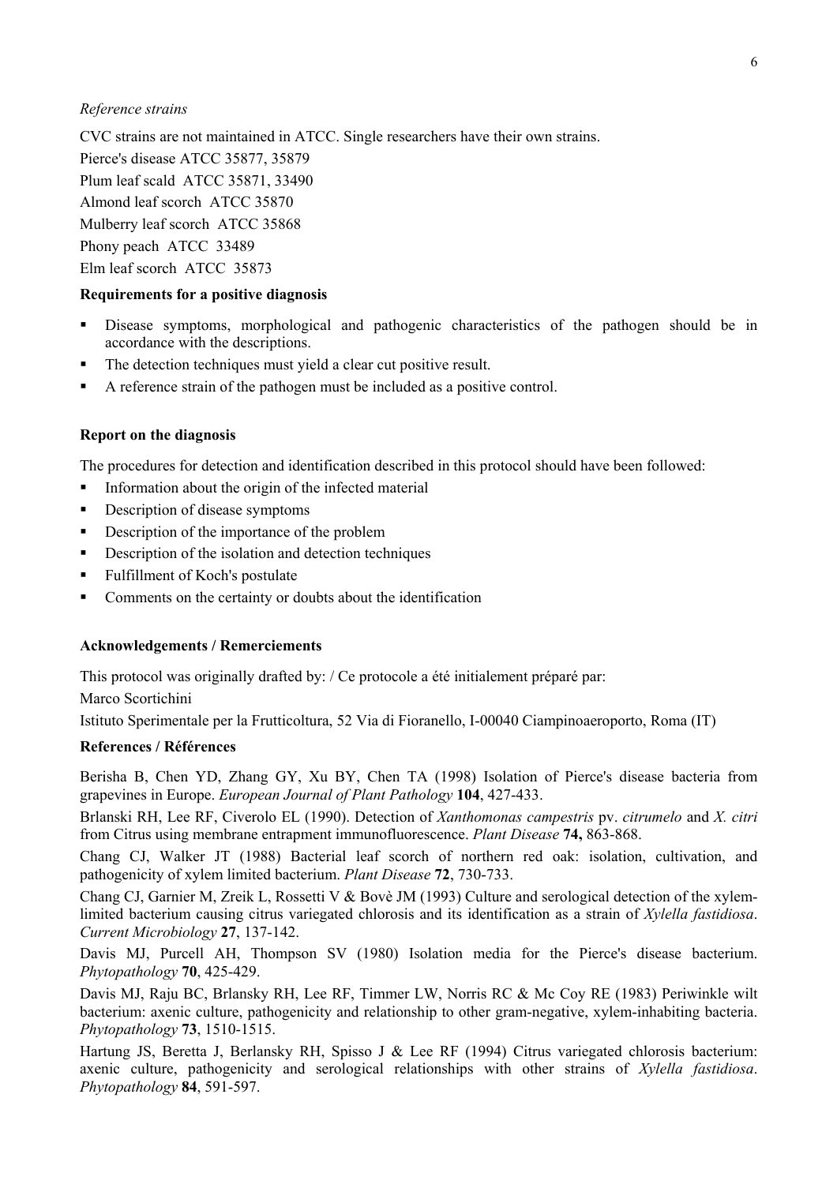*Reference strains*

CVC strains are not maintained in ATCC. Single researchers have their own strains.

Pierce's disease ATCC 35877, 35879

Plum leaf scald ATCC 35871, 33490

Almond leaf scorch ATCC 35870

Mulberry leaf scorch ATCC 35868

Phony peach ATCC 33489

Elm leaf scorch ATCC 35873

**Requirements for a positive diagnosis**

- Disease symptoms, morphological and pathogenic characteristics of the pathogen should be in accordance with the descriptions.
- The detection techniques must yield a clear cut positive result.
- A reference strain of the pathogen must be included as a positive control.

**Report on the diagnosis**

The procedures for detection and identification described in this protocol should have been followed:

- Information about the origin of the infected material
- Description of disease symptoms
- Description of the importance of the problem
- Description of the isolation and detection techniques
- Fulfillment of Koch's postulate
- Comments on the certainty or doubts about the identification

**Acknowledgements / Remerciements**

This protocol was originally drafted by: / Ce protocole a été initialement préparé par:

Marco Scortichini

Istituto Sperimentale per la Frutticoltura, 52 Via di Fioranello, I-00040 Ciampinoaeroporto, Roma (IT)

**References / Références**

Berisha B, Chen YD, Zhang GY, Xu BY, Chen TA (1998) Isolation of Pierce's disease bacteria from grapevines in Europe. *European Journal of Plant Pathology* **104**, 427-433.

Brlanski RH, Lee RF, Civerolo EL (1990). Detection of *Xanthomonas campestris* pv. *citrumelo* and *X. citri* from Citrus using membrane entrapment immunofluorescence. *Plant Disease* **74,** 863-868.

Chang CJ, Walker JT (1988) Bacterial leaf scorch of northern red oak: isolation, cultivation, and pathogenicity of xylem limited bacterium. *Plant Disease* **72**, 730-733.

Chang CJ, Garnier M, Zreik L, Rossetti V & Bovè JM (1993) Culture and serological detection of the xylem-limited bacterium causing citrus variegated chlorosis and its identification as a strain of *Xylella fastidiosa*. *Current Microbiology* **27**, 137-142.

Davis MJ, Purcell AH, Thompson SV (1980) Isolation media for the Pierce's disease bacterium. *Phytopathology* **70**, 425-429.

Davis MJ, Raju BC, Brlansky RH, Lee RF, Timmer LW, Norris RC & Mc Coy RE (1983) Periwinkle wilt bacterium: axenic culture, pathogenicity and relationship to other gram-negative, xylem-inhabiting bacteria. *Phytopathology* **73**, 1510-1515.

Hartung JS, Beretta J, Berlansky RH, Spisso J & Lee RF (1994) Citrus variegated chlorosis bacterium: axenic culture, pathogenicity and serological relationships with other strains of *Xylella fastidiosa*. *Phytopathology* **84**, 591-597.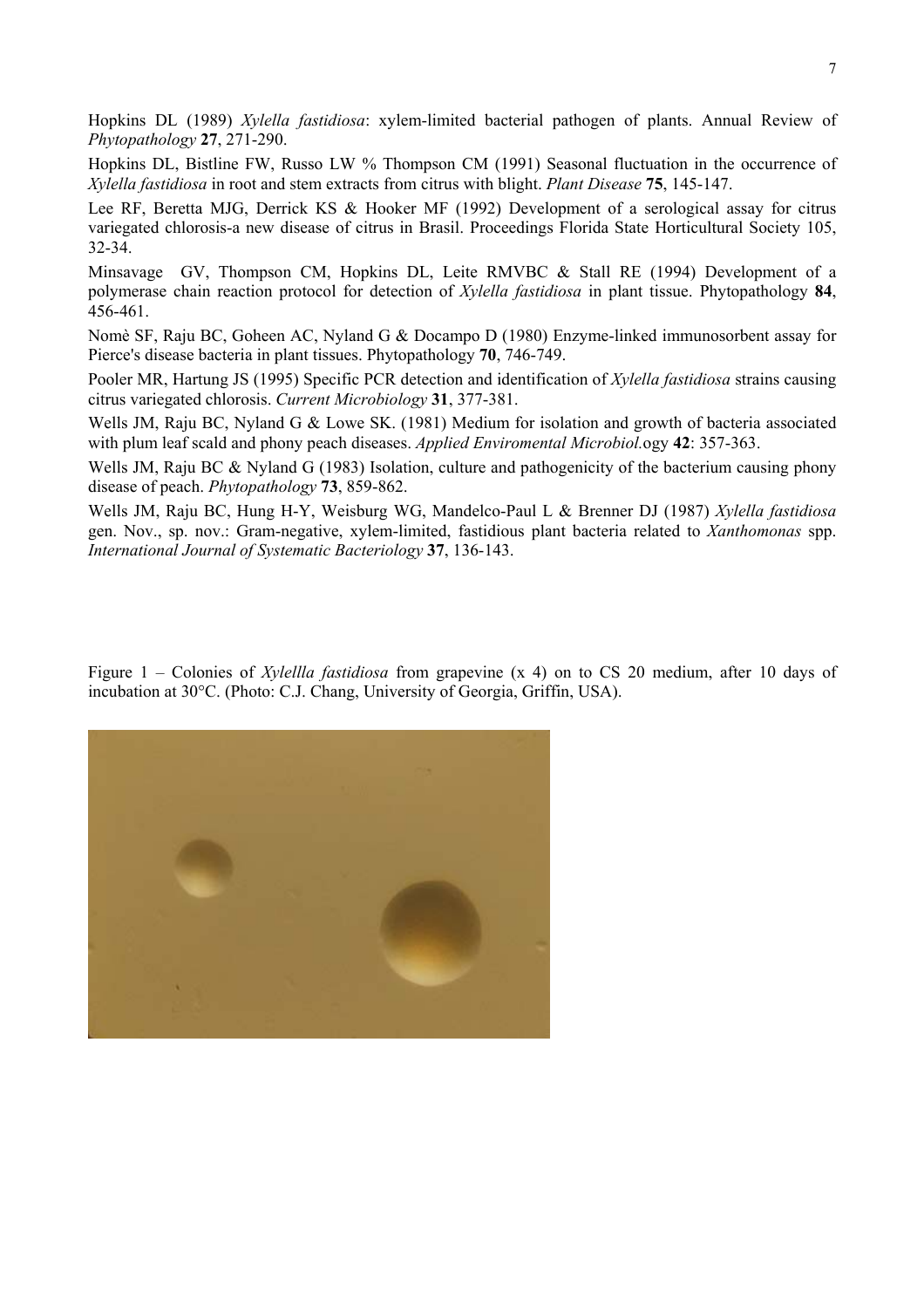Hopkins DL (1989) *Xylella fastidiosa*: xylem-limited bacterial pathogen of plants. Annual Review of *Phytopathology* **27**, 271-290.

Hopkins DL, Bistline FW, Russo LW % Thompson CM (1991) Seasonal fluctuation in the occurrence of *Xylella fastidiosa* in root and stem extracts from citrus with blight. *Plant Disease* **75**, 145-147.

Lee RF, Beretta MJG, Derrick KS & Hooker MF (1992) Development of a serological assay for citrus variegated chlorosis-a new disease of citrus in Brasil. Proceedings Florida State Horticultural Society 105, 32-34.

Minsavage GV, Thompson CM, Hopkins DL, Leite RMVBC & Stall RE (1994) Development of a polymerase chain reaction protocol for detection of *Xylella fastidiosa* in plant tissue. Phytopathology **84**, 456-461.

Nomè SF, Raju BC, Goheen AC, Nyland G & Docampo D (1980) Enzyme-linked immunosorbent assay for Pierce's disease bacteria in plant tissues. Phytopathology **70**, 746-749.

Pooler MR, Hartung JS (1995) Specific PCR detection and identification of *Xylella fastidiosa* strains causing citrus variegated chlorosis. *Current Microbiology* **31**, 377-381.

Wells JM, Raju BC, Nyland G & Lowe SK. (1981) Medium for isolation and growth of bacteria associated with plum leaf scald and phony peach diseases. *Applied Enviromental Microbiol.*ogy **42**: 357-363.

Wells JM, Raju BC & Nyland G (1983) Isolation, culture and pathogenicity of the bacterium causing phony disease of peach. *Phytopathology* **73**, 859-862.

Wells JM, Raju BC, Hung H-Y, Weisburg WG, Mandelco-Paul L & Brenner DJ (1987) *Xylella fastidiosa* gen. Nov., sp. nov.: Gram-negative, xylem-limited, fastidious plant bacteria related to *Xanthomonas* spp. *International Journal of Systematic Bacteriology* **37**, 136-143.

Figure 1 – Colonies of *Xylellla fastidiosa* from grapevine (x 4) on to CS 20 medium, after 10 days of incubation at 30°C. (Photo: C.J. Chang, University of Georgia, Griffin, USA).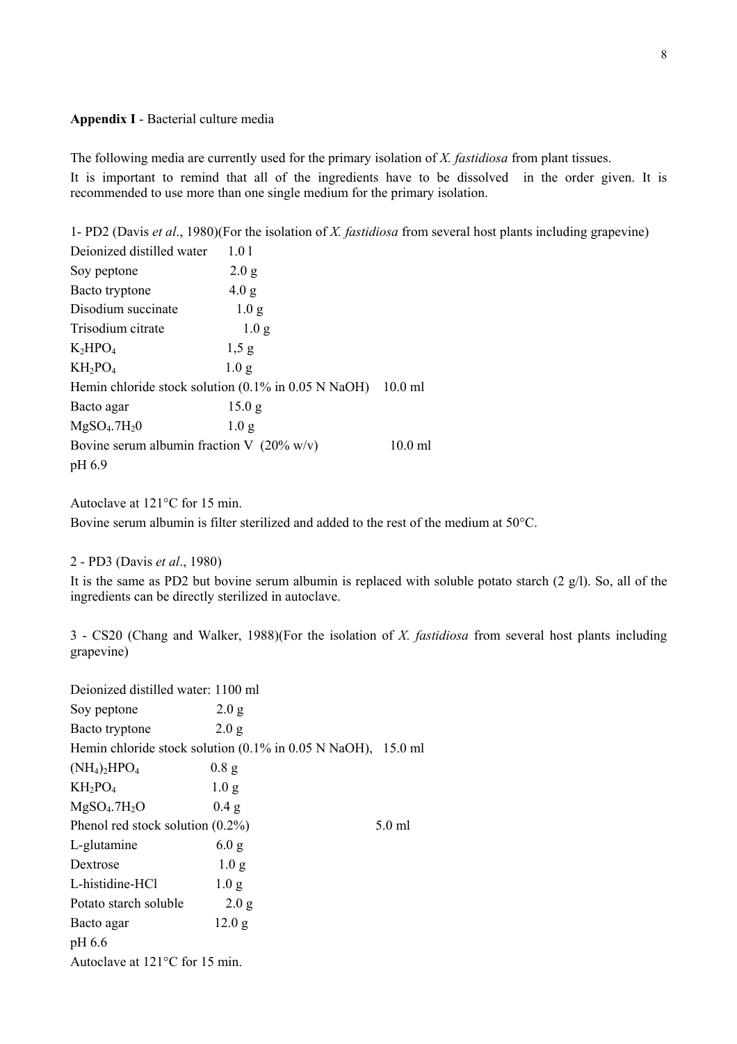**Appendix I** - Bacterial culture media

The following media are currently used for the primary isolation of *X. fastidiosa* from plant tissues.

It is important to remind that all of the ingredients have to be dissolved in the order given. It is recommended to use more than one single medium for the primary isolation.

1- PD2 (Davis *et al*., 1980)(For the isolation of *X. fastidiosa* from several host plants including grapevine)

| | |
|---|---|
| Deionized distilled water | 1.0 l |
| Soy peptone | 2.0 g |
| Bacto tryptone | 4.0 g |
| Disodium succinate | 1.0 g |
| Trisodium citrate | 1.0 g |
| $K_2HPO_4$ | 1,5 g |
| $KH_2PO_4$ | 1.0 g |
| Hemin chloride stock solution (0.1% in 0.05 N NaOH) | 10.0 ml |
| Bacto agar | 15.0 g |
| $MgSO_4.7H_20$ | 1.0 g |
| Bovine serum albumin fraction V (20% w/v) | 10.0 ml |

pH 6.9

Autoclave at 121°C for 15 min.

Bovine serum albumin is filter sterilized and added to the rest of the medium at 50°C.

2 - PD3 (Davis *et al*., 1980)

It is the same as PD2 but bovine serum albumin is replaced with soluble potato starch (2 g/l). So, all of the ingredients can be directly sterilized in autoclave.

3 - CS20 (Chang and Walker, 1988)(For the isolation of *X. fastidiosa* from several host plants including grapevine)

| | |
|---|---|
| Deionized distilled water: | 1100 ml |
| Soy peptone | 2.0 g |
| Bacto tryptone | 2.0 g |
| Hemin chloride stock solution (0.1% in 0.05 N NaOH), | 15.0 ml |
| $(NH_4)_2HPO_4$ | 0.8 g |
| $KH_2PO_4$ | 1.0 g |
| $MgSO_4.7H_2O$ | 0.4 g |
| Phenol red stock solution (0.2%) | 5.0 ml |
| L-glutamine | 6.0 g |
| Dextrose | 1.0 g |
| L-histidine-HCl | 1.0 g |
| Potato starch soluble | 2.0 g |
| Bacto agar | 12.0 g |

pH 6.6

Autoclave at 121°C for 15 min.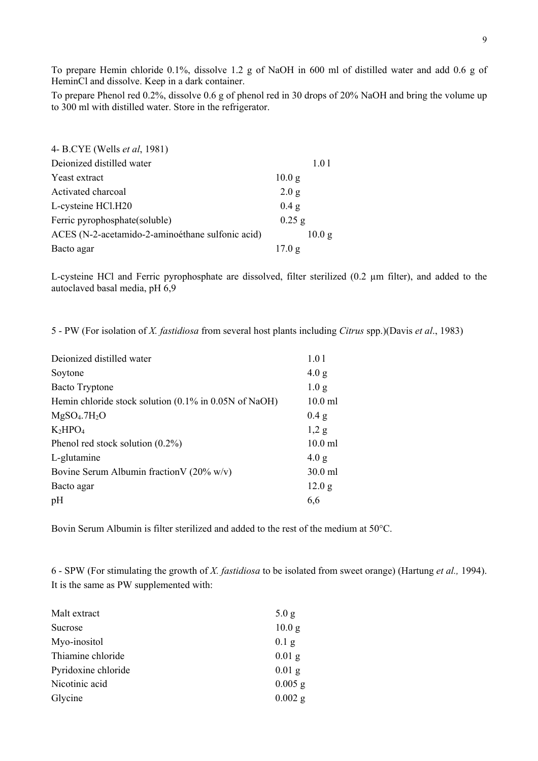To prepare Hemin chloride 0.1%, dissolve 1.2 g of NaOH in 600 ml of distilled water and add 0.6 g of HeminCl and dissolve. Keep in a dark container.

To prepare Phenol red 0.2%, dissolve 0.6 g of phenol red in 30 drops of 20% NaOH and bring the volume up to 300 ml with distilled water. Store in the refrigerator.

4- B.CYE (Wells *et al*, 1981)

| | |
|---|---|
| Deionized distilled water | 1.0 l |
| Yeast extract | 10.0 g |
| Activated charcoal | 2.0 g |
| L-cysteine HCl.H20 | 0.4 g |
| Ferric pyrophosphate(soluble) | 0.25 g |
| ACES (N-2-acetamido-2-aminoéthane sulfonic acid) | 10.0 g |
| Bacto agar | 17.0 g |

L-cysteine HCl and Ferric pyrophosphate are dissolved, filter sterilized (0.2 µm filter), and added to the autoclaved basal media, pH 6,9

5 - PW (For isolation of *X. fastidiosa* from several host plants including *Citrus* spp.)(Davis *et al*., 1983)

| | |
|---|---|
| Deionized distilled water | 1.0 l |
| Soytone | 4.0 g |
| Bacto Tryptone | 1.0 g |
| Hemin chloride stock solution (0.1% in 0.05N of NaOH) | 10.0 ml |
| $MgSO_4.7H_2O$ | 0.4 g |
| $K_2HPO_4$ | 1,2 g |
| Phenol red stock solution (0.2%) | 10.0 ml |
| L-glutamine | 4.0 g |
| Bovine Serum Albumin fractionV (20% w/v) | 30.0 ml |
| Bacto agar | 12.0 g |
| pH | 6,6 |

Bovin Serum Albumin is filter sterilized and added to the rest of the medium at 50°C.

6 - SPW (For stimulating the growth of *X. fastidiosa* to be isolated from sweet orange) (Hartung *et al.,* 1994). It is the same as PW supplemented with:

| | |
|---|---|
| Malt extract | 5.0 g |
| Sucrose | 10.0 g |
| Myo-inositol | 0.1 g |
| Thiamine chloride | 0.01 g |
| Pyridoxine chloride | 0.01 g |
| Nicotinic acid | 0.005 g |
| Glycine | 0.002 g |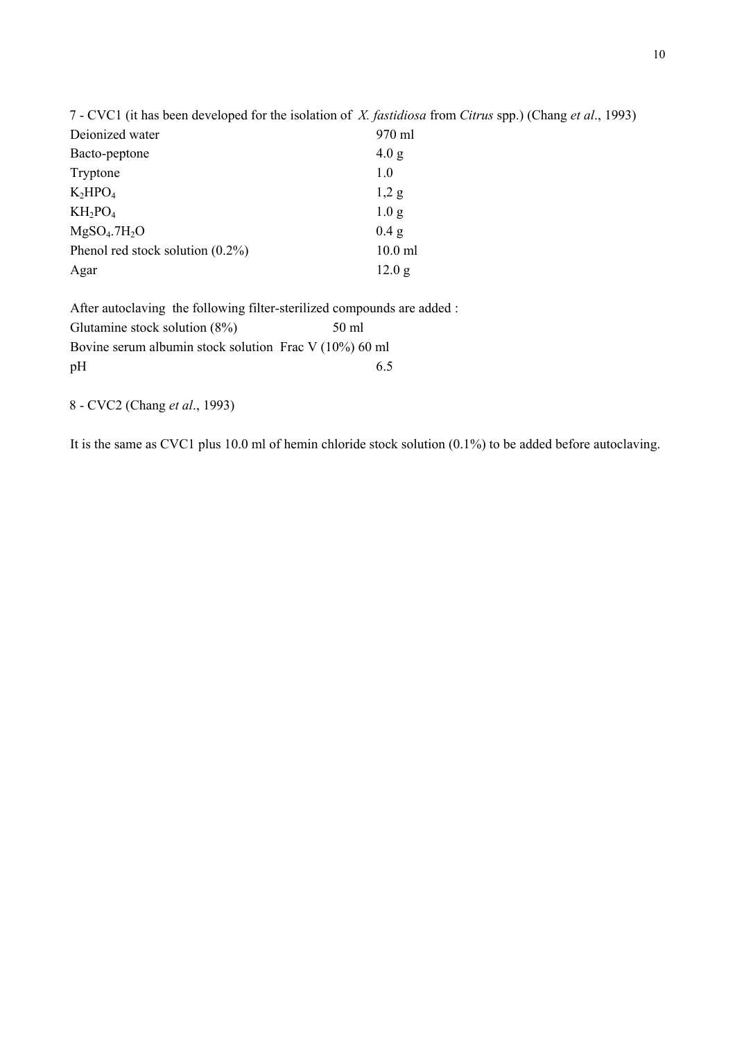7 - CVC1 (it has been developed for the isolation of *X. fastidiosa* from *Citrus* spp.) (Chang *et al*., 1993)

| | |
|---|---|
| Deionized water | 970 ml |
| Bacto-peptone | 4.0 g |
| Tryptone | 1.0 |
| $K_2HPO_4$ | 1,2 g |
| $KH_2PO_4$ | 1.0 g |
| $MgSO_4.7H_2O$ | 0.4 g |
| Phenol red stock solution (0.2%) | 10.0 ml |
| Agar | 12.0 g |

After autoclaving the following filter-sterilized compounds are added :

| | |
|---|---|
| Glutamine stock solution (8%) | 50 ml |
| Bovine serum albumin stock solution Frac V (10%) | 60 ml |
| pH | 6.5 |

8 - CVC2 (Chang *et al*., 1993)

It is the same as CVC1 plus 10.0 ml of hemin chloride stock solution (0.1%) to be added before autoclaving.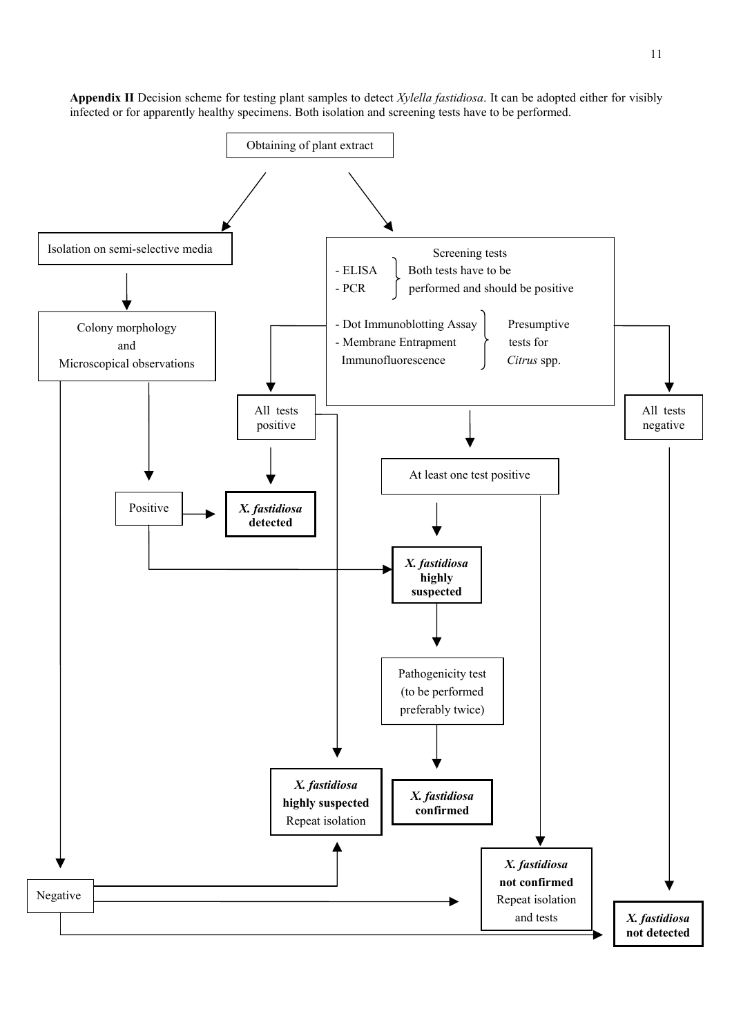**Appendix II** Decision scheme for testing plant samples to detect *Xylella fastidiosa*. It can be adopted either for visibly infected or for apparently healthy specimens. Both isolation and screening tests have to be performed.

Obtaining of plant extract

Isolation on semi-selective media

Colony morphology
and
Microscopical observations

Screening tests
- ELISA
- PCR
Both tests have to be performed and should be positive

- Dot Immunoblotting Assay
- Membrane Entrapment Immunofluorescence
Presumptive tests for *Citrus* spp.

All tests positive

All tests negative

At least one test positive

Positive

***X. fastidiosa* detected**

***X. fastidiosa* highly suspected**

Pathogenicity test (to be performed preferably twice)

***X. fastidiosa* highly suspected**
Repeat isolation

***X. fastidiosa* confirmed**

***X. fastidiosa* not confirmed**
Repeat isolation and tests

Negative

***X. fastidiosa* not detected**